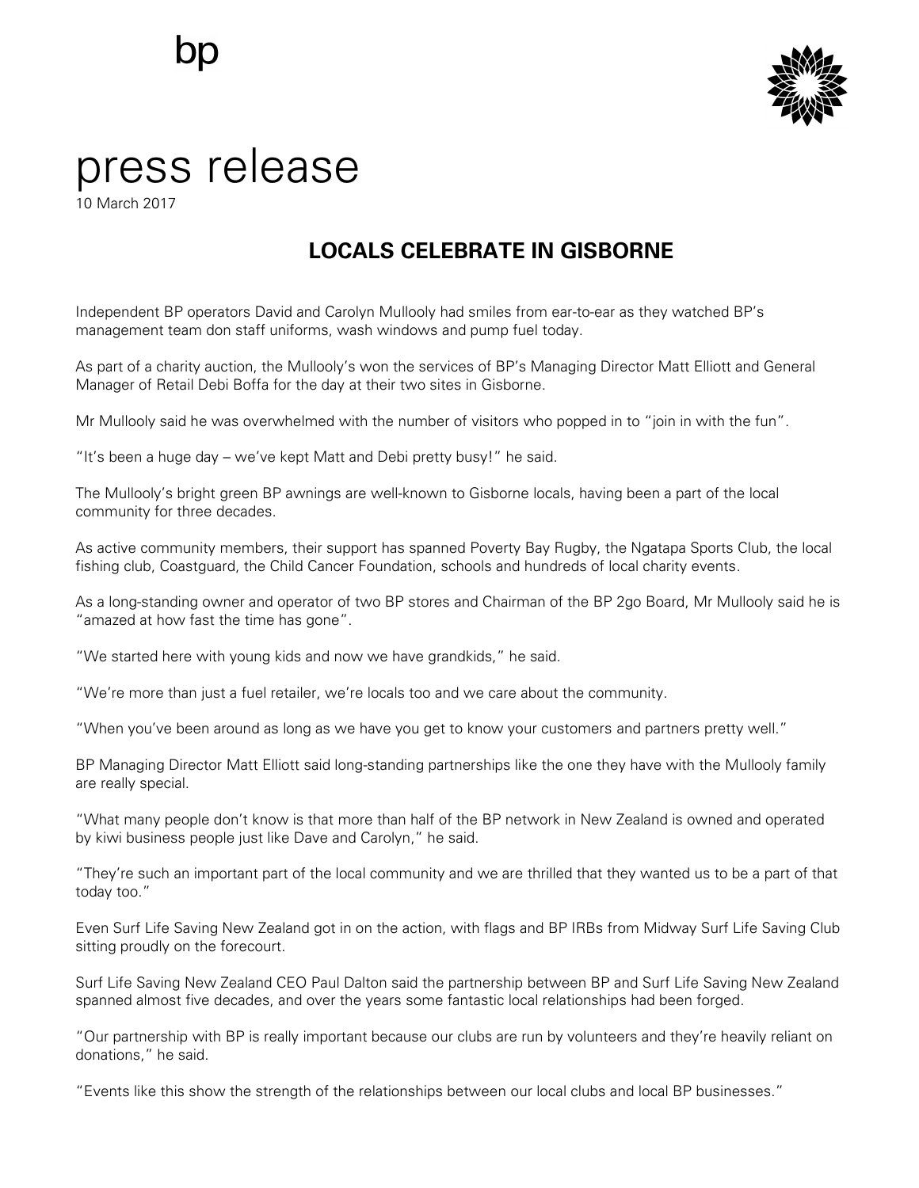bp

# press release

10 March 2017

## LOCALS CELEBRATE IN GISBORNE

Independent BP operators David and Carolyn Mullooly had smiles from ear-to-ear as they watched BP's management team don staff uniforms, wash windows and pump fuel today.

As part of a charity auction, the Mullooly's won the services of BP's Managing Director Matt Elliott and General Manager of Retail Debi Boffa for the day at their two sites in Gisborne.

Mr Mullooly said he was overwhelmed with the number of visitors who popped in to "join in with the fun".

"It's been a huge day – we've kept Matt and Debi pretty busy!" he said.

The Mullooly's bright green BP awnings are well-known to Gisborne locals, having been a part of the local community for three decades.

As active community members, their support has spanned Poverty Bay Rugby, the Ngatapa Sports Club, the local fishing club, Coastguard, the Child Cancer Foundation, schools and hundreds of local charity events.

As a long-standing owner and operator of two BP stores and Chairman of the BP 2go Board, Mr Mullooly said he is "amazed at how fast the time has gone".

"We started here with young kids and now we have grandkids," he said.

"We're more than just a fuel retailer, we're locals too and we care about the community.

"When you've been around as long as we have you get to know your customers and partners pretty well."

BP Managing Director Matt Elliott said long-standing partnerships like the one they have with the Mullooly family are really special.

"What many people don't know is that more than half of the BP network in New Zealand is owned and operated by kiwi business people just like Dave and Carolyn," he said.

"They're such an important part of the local community and we are thrilled that they wanted us to be a part of that today too."

Even Surf Life Saving New Zealand got in on the action, with flags and BP IRBs from Midway Surf Life Saving Club sitting proudly on the forecourt.

Surf Life Saving New Zealand CEO Paul Dalton said the partnership between BP and Surf Life Saving New Zealand spanned almost five decades, and over the years some fantastic local relationships had been forged.

"Our partnership with BP is really important because our clubs are run by volunteers and they're heavily reliant on donations," he said.

"Events like this show the strength of the relationships between our local clubs and local BP businesses."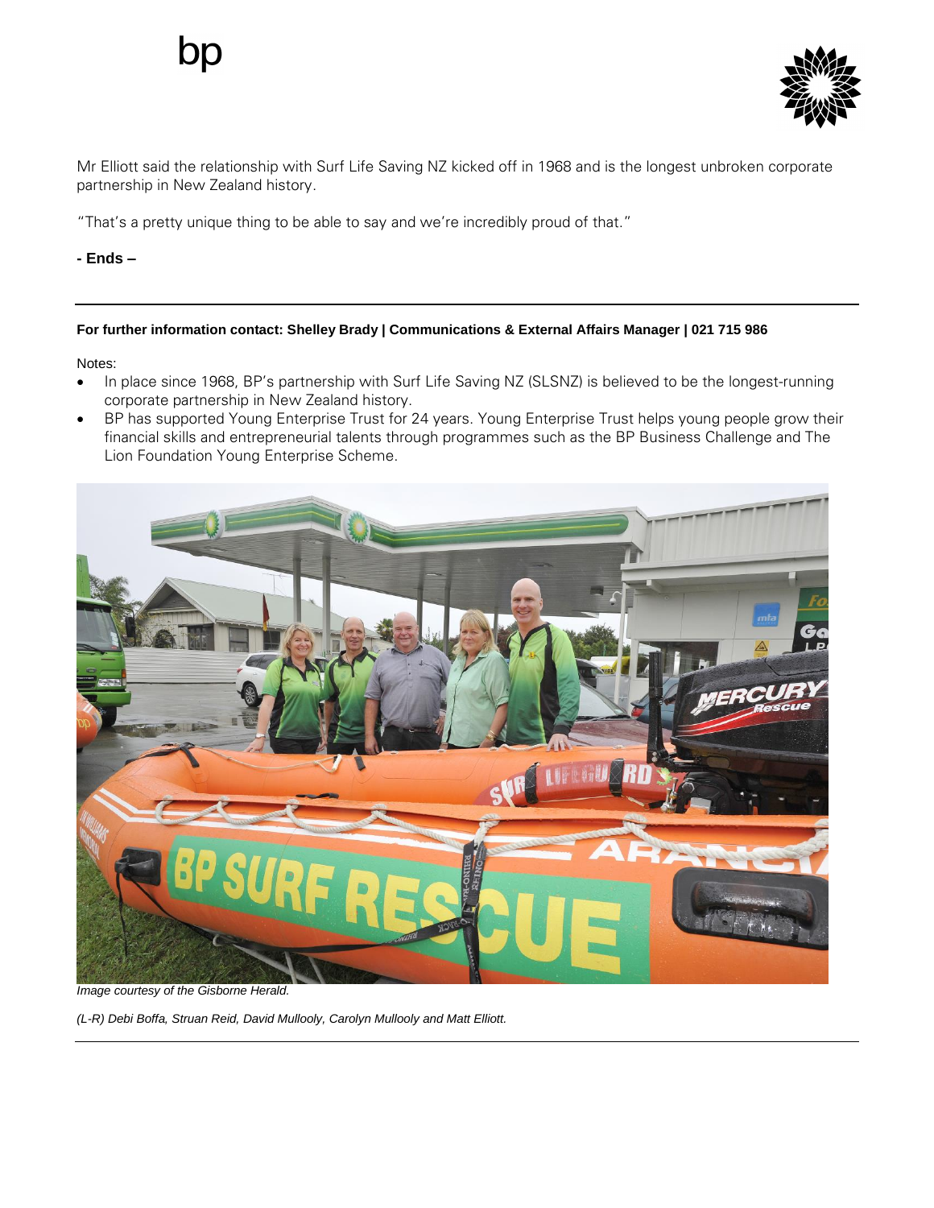Mr Elliott said the relationship with Surf Life Saving NZ kicked off in 1968 and is the longest unbroken corporate partnership in New Zealand history.

"That's a pretty unique thing to be able to say and we're incredibly proud of that."

**- Ends –**

---

**For further information contact: Shelley Brady | Communications & External Affairs Manager | 021 715 986**

Notes:

- In place since 1968, BP's partnership with Surf Life Saving NZ (SLSNZ) is believed to be the longest-running corporate partnership in New Zealand history.
- BP has supported Young Enterprise Trust for 24 years. Young Enterprise Trust helps young people grow their financial skills and entrepreneurial talents through programmes such as the BP Business Challenge and The Lion Foundation Young Enterprise Scheme.

*Image courtesy of the Gisborne Herald.*

*(L-R) Debi Boffa, Struan Reid, David Mullooly, Carolyn Mullooly and Matt Elliott.*